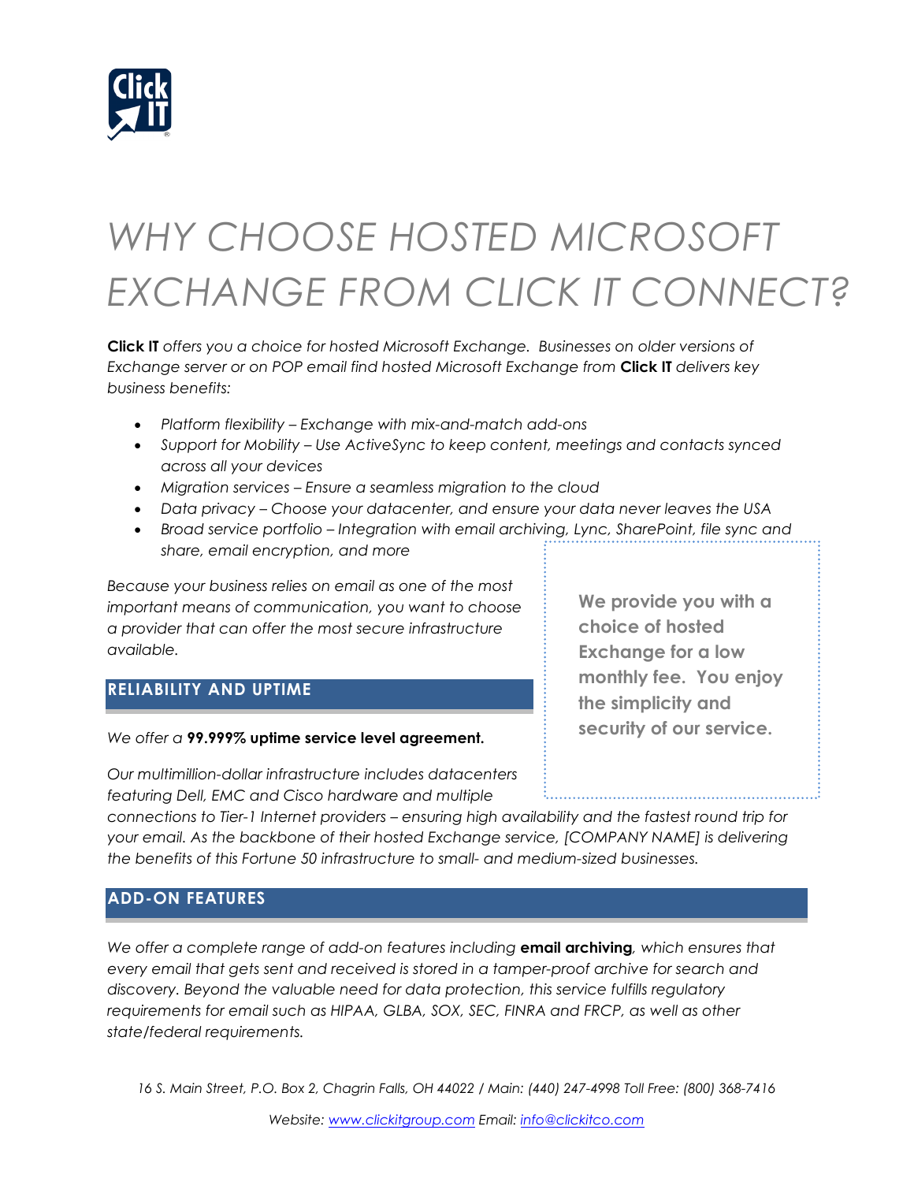# WHY CHOOSE HOSTED MICROSOFT EXCHANGE FROM CLICK IT CONNECT?

***Click IT** offers you a choice for hosted Microsoft Exchange. Businesses on older versions of Exchange server or on POP email find hosted Microsoft Exchange from **Click IT** delivers key business benefits:*

- *Platform flexibility – Exchange with mix-and-match add-ons*
- *Support for Mobility – Use ActiveSync to keep content, meetings and contacts synced across all your devices*
- *Migration services – Ensure a seamless migration to the cloud*
- *Data privacy – Choose your datacenter, and ensure your data never leaves the USA*
- *Broad service portfolio – Integration with email archiving, Lync, SharePoint, file sync and share, email encryption, and more*

*Because your business relies on email as one of the most important means of communication, you want to choose a provider that can offer the most secure infrastructure available.*

**We provide you with a choice of hosted Exchange for a low monthly fee. You enjoy the simplicity and security of our service.**

## RELIABILITY AND UPTIME

*We offer a* **99.999% uptime service level agreement.**

*Our multimillion-dollar infrastructure includes datacenters featuring Dell, EMC and Cisco hardware and multiple connections to Tier-1 Internet providers – ensuring high availability and the fastest round trip for your email. As the backbone of their hosted Exchange service, [COMPANY NAME] is delivering the benefits of this Fortune 50 infrastructure to small- and medium-sized businesses.*

## ADD-ON FEATURES

*We offer a complete range of add-on features including* **email archiving***, which ensures that every email that gets sent and received is stored in a tamper-proof archive for search and discovery. Beyond the valuable need for data protection, this service fulfills regulatory requirements for email such as HIPAA, GLBA, SOX, SEC, FINRA and FRCP, as well as other state/federal requirements.*

*16 S. Main Street, P.O. Box 2, Chagrin Falls, OH 44022 / Main: (440) 247-4998 Toll Free: (800) 368-7416*

*Website: www.clickitgroup.com Email: info@clickitco.com*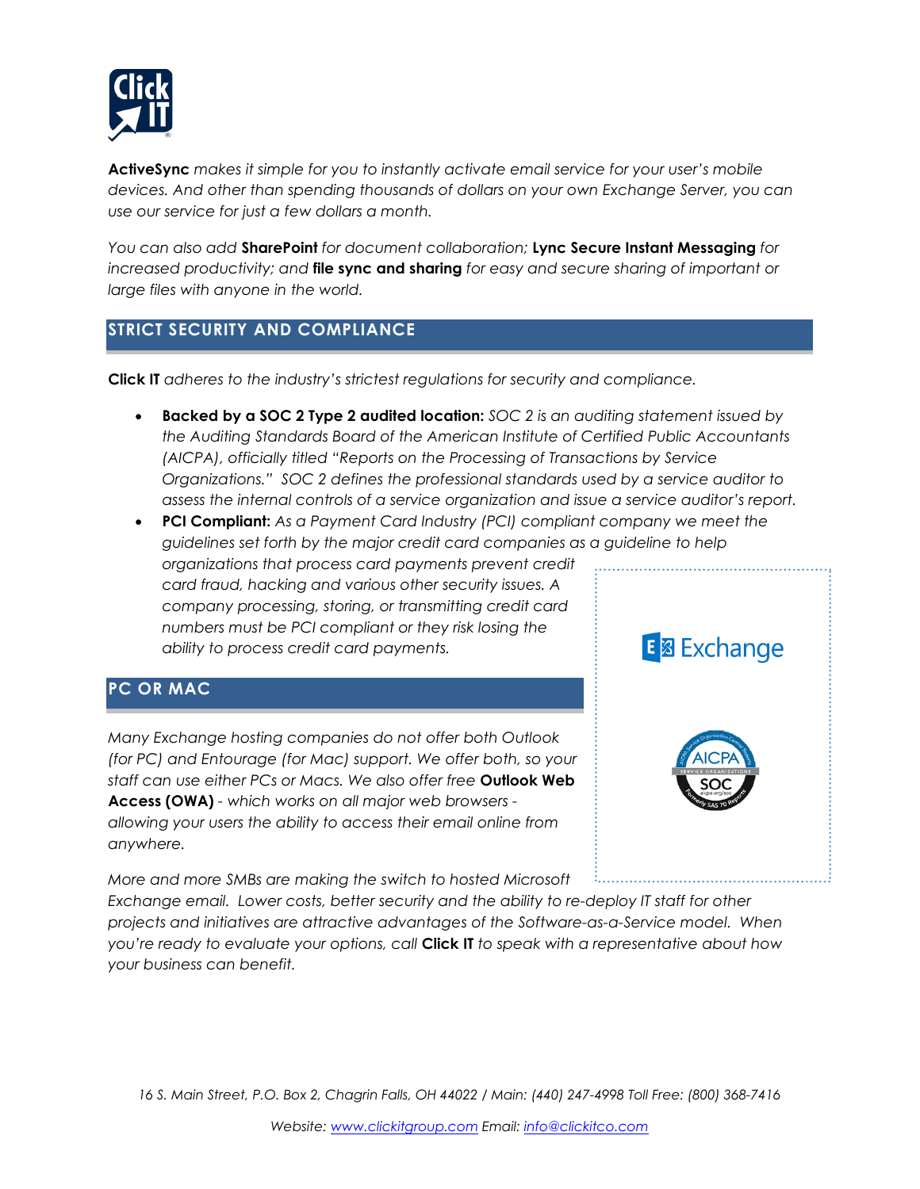**ActiveSync** *makes it simple for you to instantly activate email service for your user's mobile devices. And other than spending thousands of dollars on your own Exchange Server, you can use our service for just a few dollars a month.*

*You can also add* **SharePoint** *for document collaboration;* **Lync Secure Instant Messaging** *for increased productivity; and* **file sync and sharing** *for easy and secure sharing of important or large files with anyone in the world.*

## STRICT SECURITY AND COMPLIANCE

**Click IT** *adheres to the industry's strictest regulations for security and compliance.*

- **Backed by a SOC 2 Type 2 audited location:** *SOC 2 is an auditing statement issued by the Auditing Standards Board of the American Institute of Certified Public Accountants (AICPA), officially titled "Reports on the Processing of Transactions by Service Organizations." SOC 2 defines the professional standards used by a service auditor to assess the internal controls of a service organization and issue a service auditor's report.*
- **PCI Compliant:** *As a Payment Card Industry (PCI) compliant company we meet the guidelines set forth by the major credit card companies as a guideline to help organizations that process card payments prevent credit card fraud, hacking and various other security issues. A company processing, storing, or transmitting credit card numbers must be PCI compliant or they risk losing the ability to process credit card payments.*

## PC OR MAC

*Many Exchange hosting companies do not offer both Outlook (for PC) and Entourage (for Mac) support. We offer both, so your staff can use either PCs or Macs. We also offer free* **Outlook Web Access (OWA)** *- which works on all major web browsers - allowing your users the ability to access their email online from anywhere.*

*More and more SMBs are making the switch to hosted Microsoft Exchange email. Lower costs, better security and the ability to re-deploy IT staff for other projects and initiatives are attractive advantages of the Software-as-a-Service model. When you're ready to evaluate your options, call* **Click IT** *to speak with a representative about how your business can benefit.*

*16 S. Main Street, P.O. Box 2, Chagrin Falls, OH 44022 / Main: (440) 247-4998 Toll Free: (800) 368-7416*

*Website: www.clickitgroup.com Email: info@clickitco.com*